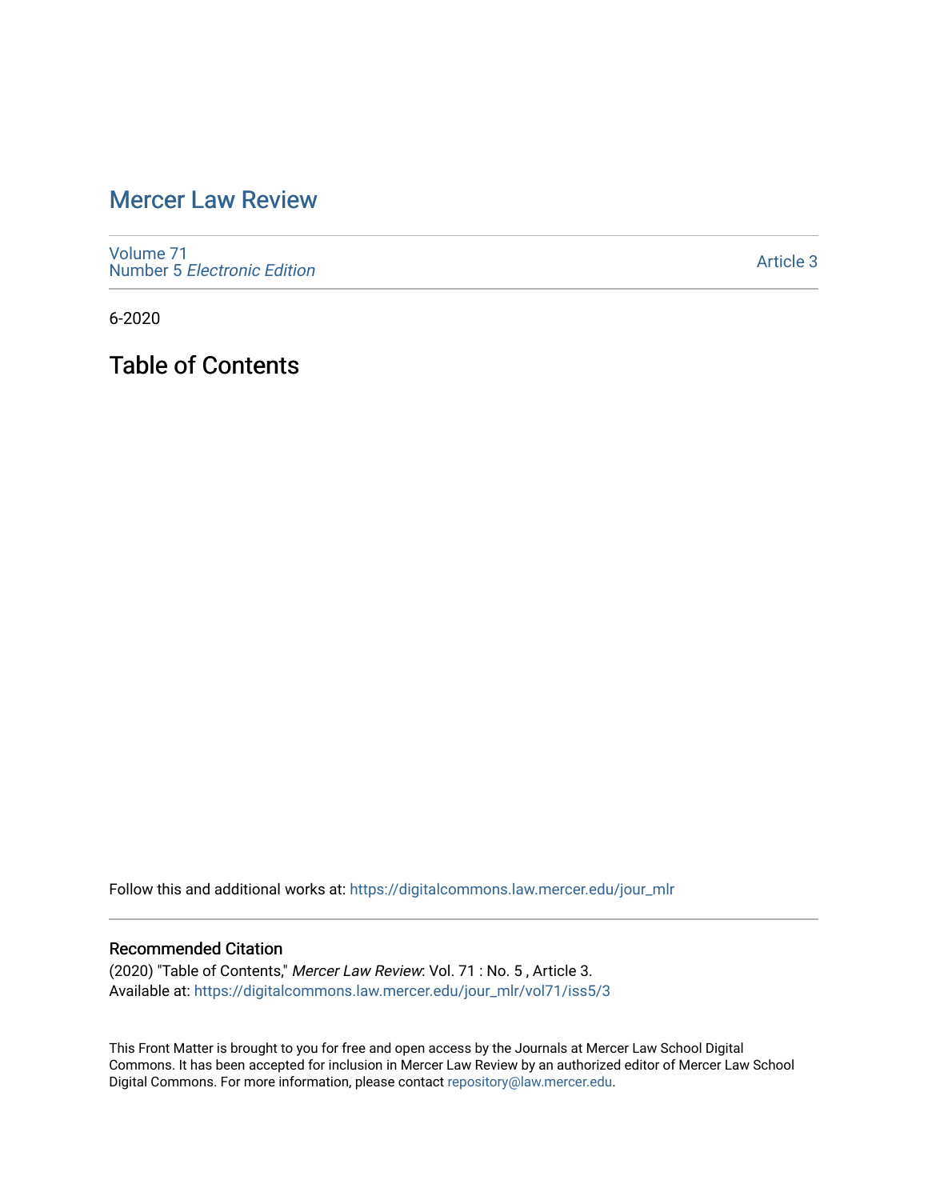# Mercer Law Review

Volume 71
Number 5 *Electronic Edition*

Article 3

6-2020

## Table of Contents

Follow this and additional works at: https://digitalcommons.law.mercer.edu/jour_mlr

### Recommended Citation

(2020) "Table of Contents," *Mercer Law Review*: Vol. 71 : No. 5 , Article 3.
Available at: https://digitalcommons.law.mercer.edu/jour_mlr/vol71/iss5/3

This Front Matter is brought to you for free and open access by the Journals at Mercer Law School Digital Commons. It has been accepted for inclusion in Mercer Law Review by an authorized editor of Mercer Law School Digital Commons. For more information, please contact repository@law.mercer.edu.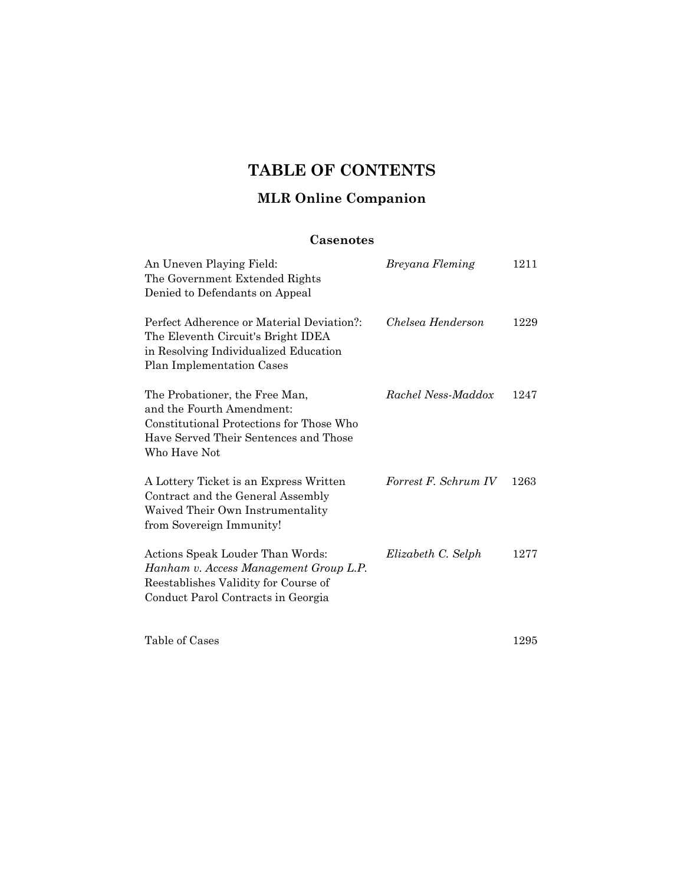# TABLE OF CONTENTS

## MLR Online Companion

### Casenotes

| | | |
|---|---|---|
| An Uneven Playing Field: The Government Extended Rights Denied to Defendants on Appeal | *Breyana Fleming* | 1211 |
| Perfect Adherence or Material Deviation?: The Eleventh Circuit's Bright IDEA in Resolving Individualized Education Plan Implementation Cases | *Chelsea Henderson* | 1229 |
| The Probationer, the Free Man, and the Fourth Amendment: Constitutional Protections for Those Who Have Served Their Sentences and Those Who Have Not | *Rachel Ness-Maddox* | 1247 |
| A Lottery Ticket is an Express Written Contract and the General Assembly Waived Their Own Instrumentality from Sovereign Immunity! | *Forrest F. Schrum IV* | 1263 |
| Actions Speak Louder Than Words: *Hanham v. Access Management Group L.P.* Reestablishes Validity for Course of Conduct Parol Contracts in Georgia | *Elizabeth C. Selph* | 1277 |
| Table of Cases | | 1295 |